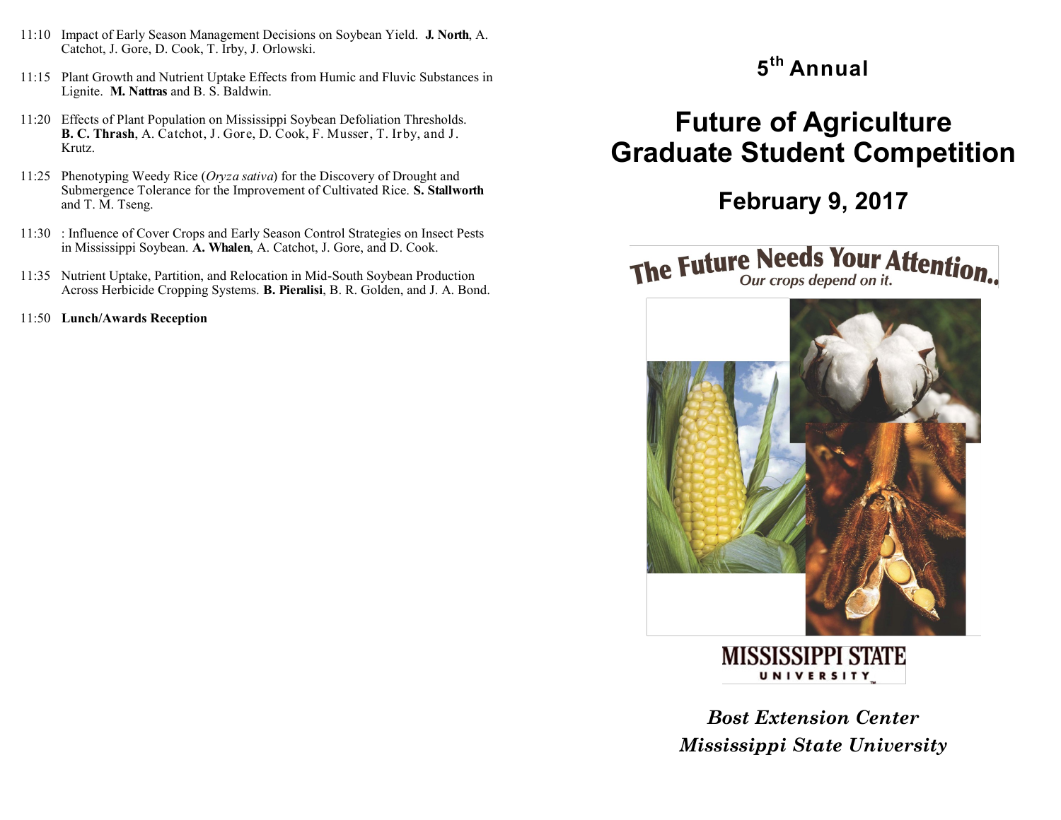11:10 Impact of Early Season Management Decisions on Soybean Yield. **J. North**, A. Catchot, J. Gore, D. Cook, T. Irby, J. Orlowski.

11:15 Plant Growth and Nutrient Uptake Effects from Humic and Fluvic Substances in Lignite. **M. Nattras** and B. S. Baldwin.

11:20 Effects of Plant Population on Mississippi Soybean Defoliation Thresholds. **B. C. Thrash**, A. Catchot, J. Gore, D. Cook, F. Musser, T. Irby, and J. Krutz.

11:25 Phenotyping Weedy Rice (*Oryza sativa*) for the Discovery of Drought and Submergence Tolerance for the Improvement of Cultivated Rice. **S. Stallworth** and T. M. Tseng.

11:30 : Influence of Cover Crops and Early Season Control Strategies on Insect Pests in Mississippi Soybean. **A. Whalen**, A. Catchot, J. Gore, and D. Cook.

11:35 Nutrient Uptake, Partition, and Relocation in Mid-South Soybean Production Across Herbicide Cropping Systems. **B. Pieralisi**, B. R. Golden, and J. A. Bond.

11:50 **Lunch/Awards Reception**

# 5th Annual

# Future of Agriculture Graduate Student Competition

## February 9, 2017

The Future Needs Your Attention..
*Our crops depend on it.*

MISSISSIPPI STATE UNIVERSITY

***Bost Extension Center***
***Mississippi State University***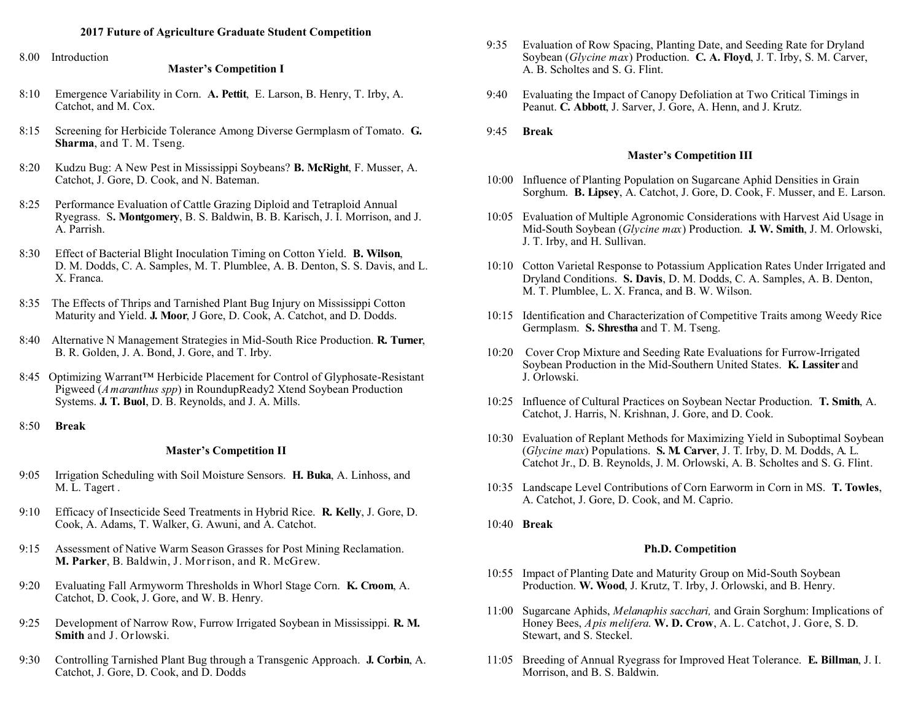**2017 Future of Agriculture Graduate Student Competition**

8.00 Introduction

**Master's Competition I**

8:10 Emergence Variability in Corn. **A. Pettit**, E. Larson, B. Henry, T. Irby, A. Catchot, and M. Cox.

8:15 Screening for Herbicide Tolerance Among Diverse Germplasm of Tomato. **G. Sharma**, and T. M. Tseng.

8:20 Kudzu Bug: A New Pest in Mississippi Soybeans? **B. McRight**, F. Musser, A. Catchot, J. Gore, D. Cook, and N. Bateman.

8:25 Performance Evaluation of Cattle Grazing Diploid and Tetraploid Annual Ryegrass. S**. Montgomery**, B. S. Baldwin, B. B. Karisch, J. I. Morrison, and J. A. Parrish.

8:30 Effect of Bacterial Blight Inoculation Timing on Cotton Yield. **B. Wilson**, D. M. Dodds, C. A. Samples, M. T. Plumblee, A. B. Denton, S. S. Davis, and L. X. Franca.

8:35 The Effects of Thrips and Tarnished Plant Bug Injury on Mississippi Cotton Maturity and Yield. **J. Moor**, J Gore, D. Cook, A. Catchot, and D. Dodds.

8:40 Alternative N Management Strategies in Mid-South Rice Production. **R. Turner**, B. R. Golden, J. A. Bond, J. Gore, and T. Irby.

8:45 Optimizing Warrant™ Herbicide Placement for Control of Glyphosate-Resistant Pigweed (*Amaranthus spp*) in RoundupReady2 Xtend Soybean Production Systems. **J. T. Buol**, D. B. Reynolds, and J. A. Mills.

8:50 **Break**

**Master's Competition II**

9:05 Irrigation Scheduling with Soil Moisture Sensors. **H. Buka**, A. Linhoss, and M. L. Tagert .

9:10 Efficacy of Insecticide Seed Treatments in Hybrid Rice. **R. Kelly**, J. Gore, D. Cook, A. Adams, T. Walker, G. Awuni, and A. Catchot.

9:15 Assessment of Native Warm Season Grasses for Post Mining Reclamation. **M. Parker**, B. Baldwin, J. Morrison, and R. McGrew.

9:20 Evaluating Fall Armyworm Thresholds in Whorl Stage Corn. **K. Croom**, A. Catchot, D. Cook, J. Gore, and W. B. Henry.

9:25 Development of Narrow Row, Furrow Irrigated Soybean in Mississippi. **R. M. Smith** and J. Orlowski.

9:30 Controlling Tarnished Plant Bug through a Transgenic Approach. **J. Corbin**, A. Catchot, J. Gore, D. Cook, and D. Dodds

9:35 Evaluation of Row Spacing, Planting Date, and Seeding Rate for Dryland Soybean (*Glycine max*) Production. **C. A. Floyd**, J. T. Irby, S. M. Carver, A. B. Scholtes and S. G. Flint.

9:40 Evaluating the Impact of Canopy Defoliation at Two Critical Timings in Peanut. **C. Abbott**, J. Sarver, J. Gore, A. Henn, and J. Krutz.

9:45 **Break**

**Master's Competition III**

10:00 Influence of Planting Population on Sugarcane Aphid Densities in Grain Sorghum. **B. Lipsey**, A. Catchot, J. Gore, D. Cook, F. Musser, and E. Larson.

10:05 Evaluation of Multiple Agronomic Considerations with Harvest Aid Usage in Mid-South Soybean (*Glycine max*) Production. **J. W. Smith**, J. M. Orlowski, J. T. Irby, and H. Sullivan.

10:10 Cotton Varietal Response to Potassium Application Rates Under Irrigated and Dryland Conditions. **S. Davis**, D. M. Dodds, C. A. Samples, A. B. Denton, M. T. Plumblee, L. X. Franca, and B. W. Wilson.

10:15 Identification and Characterization of Competitive Traits among Weedy Rice Germplasm. **S. Shrestha** and T. M. Tseng.

10:20 Cover Crop Mixture and Seeding Rate Evaluations for Furrow-Irrigated Soybean Production in the Mid-Southern United States. **K. Lassiter** and J. Orlowski.

10:25 Influence of Cultural Practices on Soybean Nectar Production. **T. Smith**, A. Catchot, J. Harris, N. Krishnan, J. Gore, and D. Cook.

10:30 Evaluation of Replant Methods for Maximizing Yield in Suboptimal Soybean (*Glycine max*) Populations. **S. M. Carver**, J. T. Irby, D. M. Dodds, A. L. Catchot Jr., D. B. Reynolds, J. M. Orlowski, A. B. Scholtes and S. G. Flint.

10:35 Landscape Level Contributions of Corn Earworm in Corn in MS. **T. Towles**, A. Catchot, J. Gore, D. Cook, and M. Caprio.

10:40 **Break**

**Ph.D. Competition**

10:55 Impact of Planting Date and Maturity Group on Mid-South Soybean Production. **W. Wood**, J. Krutz, T. Irby, J. Orlowski, and B. Henry.

11:00 Sugarcane Aphids, *Melanaphis sacchari,* and Grain Sorghum: Implications of Honey Bees, *Apis melifera.* **W. D. Crow**, A. L. Catchot, J. Gore, S. D. Stewart, and S. Steckel.

11:05 Breeding of Annual Ryegrass for Improved Heat Tolerance. **E. Billman**, J. I. Morrison, and B. S. Baldwin.